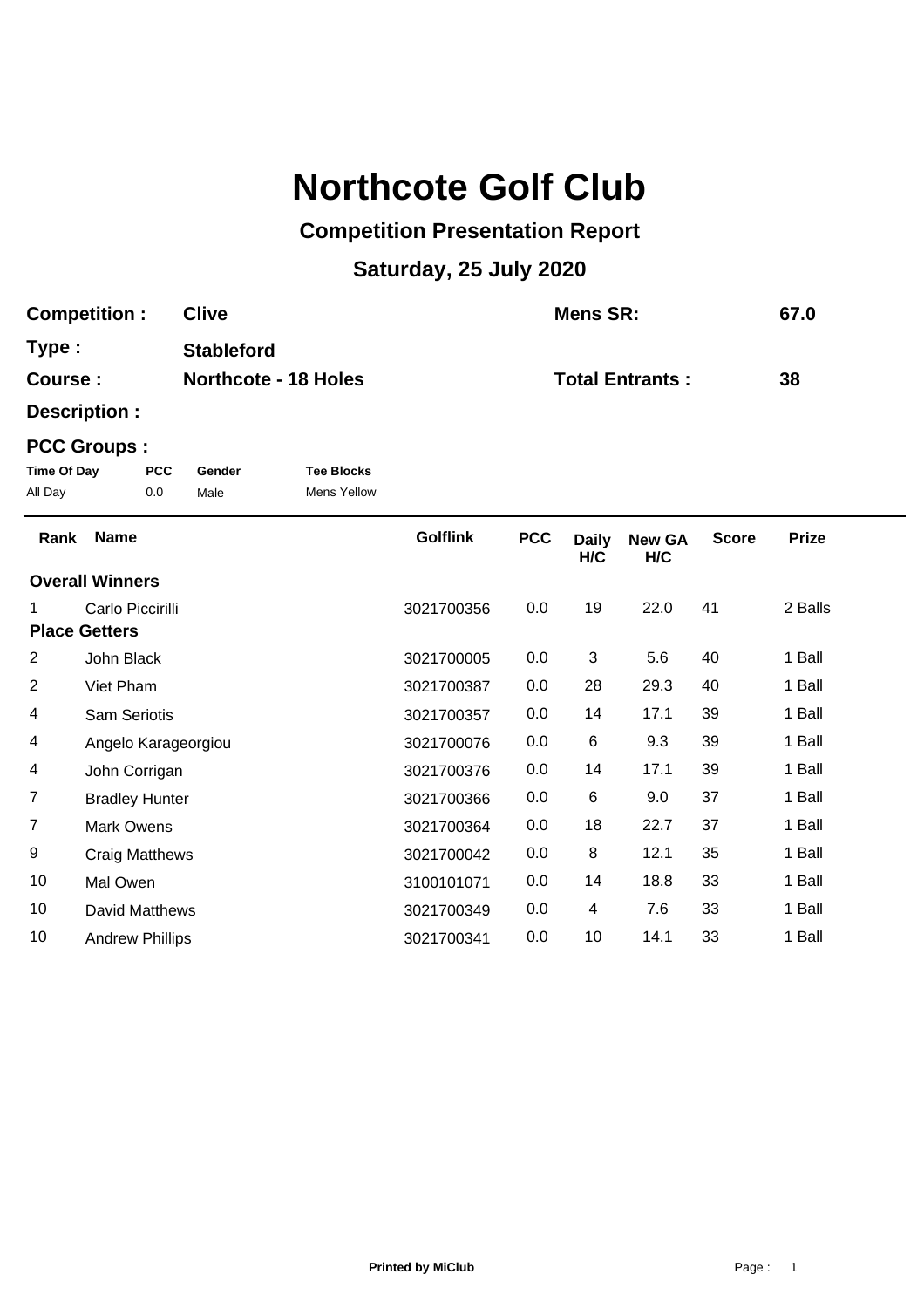# Northcote Golf Club

## Competition Presentation Report

## Saturday, 25 July 2020

**Competition :** **Clive** **Mens SR:** **67.0**

**Type :** **Stableford**

**Course :** **Northcote - 18 Holes** **Total Entrants :** **38**

**Description :**

**PCC Groups :**

| Time Of Day | PCC | Gender | Tee Blocks |
|---|---|---|---|
| All Day | 0.0 | Male | Mens Yellow |

| Rank | Name | Golflink | PCC | Daily H/C | New GA H/C | Score | Prize |
|---|---|---|---|---|---|---|---|
| **Overall Winners** | | | | | | | |
| 1 | Carlo Piccirilli | 3021700356 | 0.0 | 19 | 22.0 | 41 | 2 Balls |
| **Place Getters** | | | | | | | |
| 2 | John Black | 3021700005 | 0.0 | 3 | 5.6 | 40 | 1 Ball |
| 2 | Viet Pham | 3021700387 | 0.0 | 28 | 29.3 | 40 | 1 Ball |
| 4 | Sam Seriotis | 3021700357 | 0.0 | 14 | 17.1 | 39 | 1 Ball |
| 4 | Angelo Karageorgiou | 3021700076 | 0.0 | 6 | 9.3 | 39 | 1 Ball |
| 4 | John Corrigan | 3021700376 | 0.0 | 14 | 17.1 | 39 | 1 Ball |
| 7 | Bradley Hunter | 3021700366 | 0.0 | 6 | 9.0 | 37 | 1 Ball |
| 7 | Mark Owens | 3021700364 | 0.0 | 18 | 22.7 | 37 | 1 Ball |
| 9 | Craig Matthews | 3021700042 | 0.0 | 8 | 12.1 | 35 | 1 Ball |
| 10 | Mal Owen | 3100101071 | 0.0 | 14 | 18.8 | 33 | 1 Ball |
| 10 | David Matthews | 3021700349 | 0.0 | 4 | 7.6 | 33 | 1 Ball |
| 10 | Andrew Phillips | 3021700341 | 0.0 | 10 | 14.1 | 33 | 1 Ball |

**Printed by MiClub**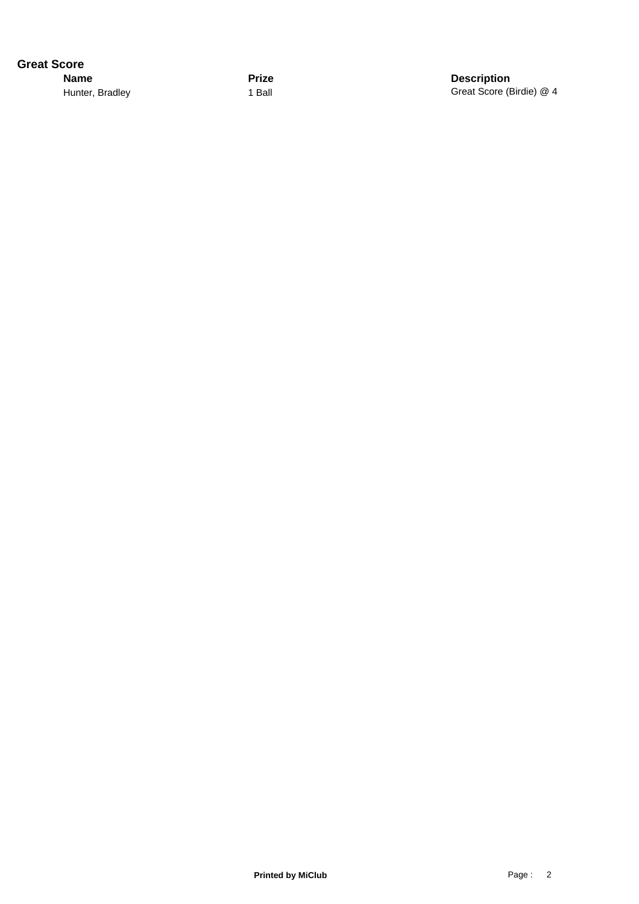## Great Score

| Name | Prize | Description |
| --- | --- | --- |
| Hunter, Bradley | 1 Ball | Great Score (Birdie) @ 4 |

**Printed by MiClub**